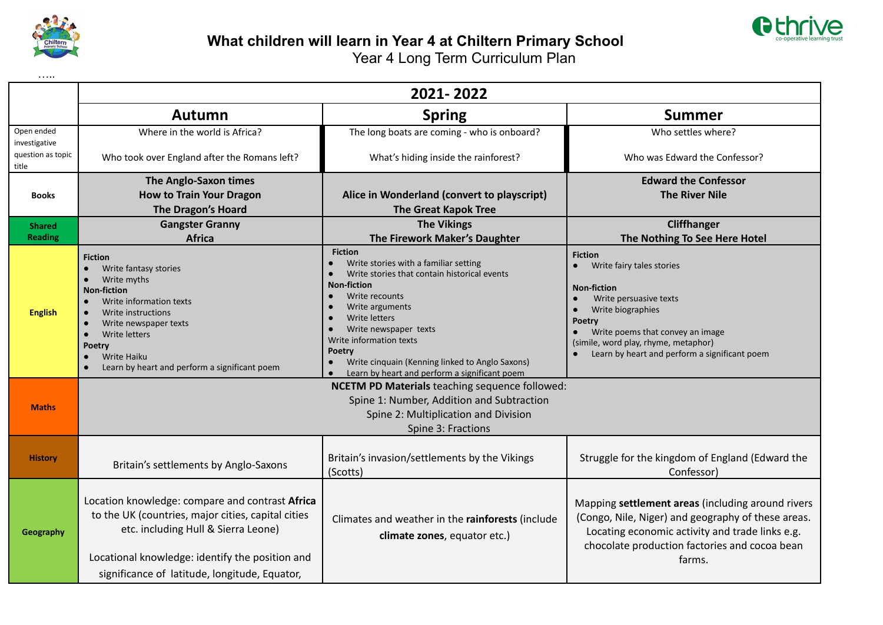# What children will learn in Year 4 at Chiltern Primary School

Year 4 Long Term Curriculum Plan

…..

| | 2021- 2022 | | |
|---|---|---|---|
| | **Autumn** | **Spring** | **Summer** |
| Open ended investigative question as topic title | Where in the world is Africa?<br><br>Who took over England after the Romans left? | The long boats are coming - who is onboard?<br><br>What's hiding inside the rainforest? | Who settles where?<br><br>Who was Edward the Confessor? |
| **Books** | **The Anglo-Saxon times**<br>**How to Train Your Dragon**<br>**The Dragon's Hoard** | **Alice in Wonderland (convert to playscript)**<br>**The Great Kapok Tree** | **Edward the Confessor**<br>**The River Nile** |
| **Shared Reading** | **Gangster Granny**<br>**Africa** | **The Vikings**<br>**The Firework Maker's Daughter** | **Cliffhanger**<br>**The Nothing To See Here Hotel** |
| **English** | **Fiction**<br>● Write fantasy stories<br>● Write myths<br>**Non-fiction**<br>● Write information texts<br>● Write instructions<br>● Write newspaper texts<br>● Write letters<br>**Poetry**<br>● Write Haiku<br>● Learn by heart and perform a significant poem | **Fiction**<br>● Write stories with a familiar setting<br>● Write stories that contain historical events<br>**Non-fiction**<br>● Write recounts<br>● Write arguments<br>● Write letters<br>● Write newspaper texts<br>Write information texts<br>**Poetry**<br>● Write cinquain (Kenning linked to Anglo Saxons)<br>● Learn by heart and perform a significant poem | **Fiction**<br>● Write fairy tales stories<br><br>**Non-fiction**<br>● Write persuasive texts<br>● Write biographies<br>**Poetry**<br>● Write poems that convey an image<br>(simile, word play, rhyme, metaphor)<br>● Learn by heart and perform a significant poem |
| **Maths** | **NCETM PD Materials** teaching sequence followed:<br>Spine 1: Number, Addition and Subtraction<br>Spine 2: Multiplication and Division<br>Spine 3: Fractions | | |
| **History** | Britain's settlements by Anglo-Saxons | Britain's invasion/settlements by the Vikings (Scotts) | Struggle for the kingdom of England (Edward the Confessor) |
| **Geography** | Location knowledge: compare and contrast **Africa** to the UK (countries, major cities, capital cities etc. including Hull & Sierra Leone)<br><br>Locational knowledge: identify the position and significance of latitude, longitude, Equator, | Climates and weather in the **rainforests** (include **climate zones**, equator etc.) | Mapping **settlement areas** (including around rivers (Congo, Nile, Niger) and geography of these areas. Locating economic activity and trade links e.g. chocolate production factories and cocoa bean farms. |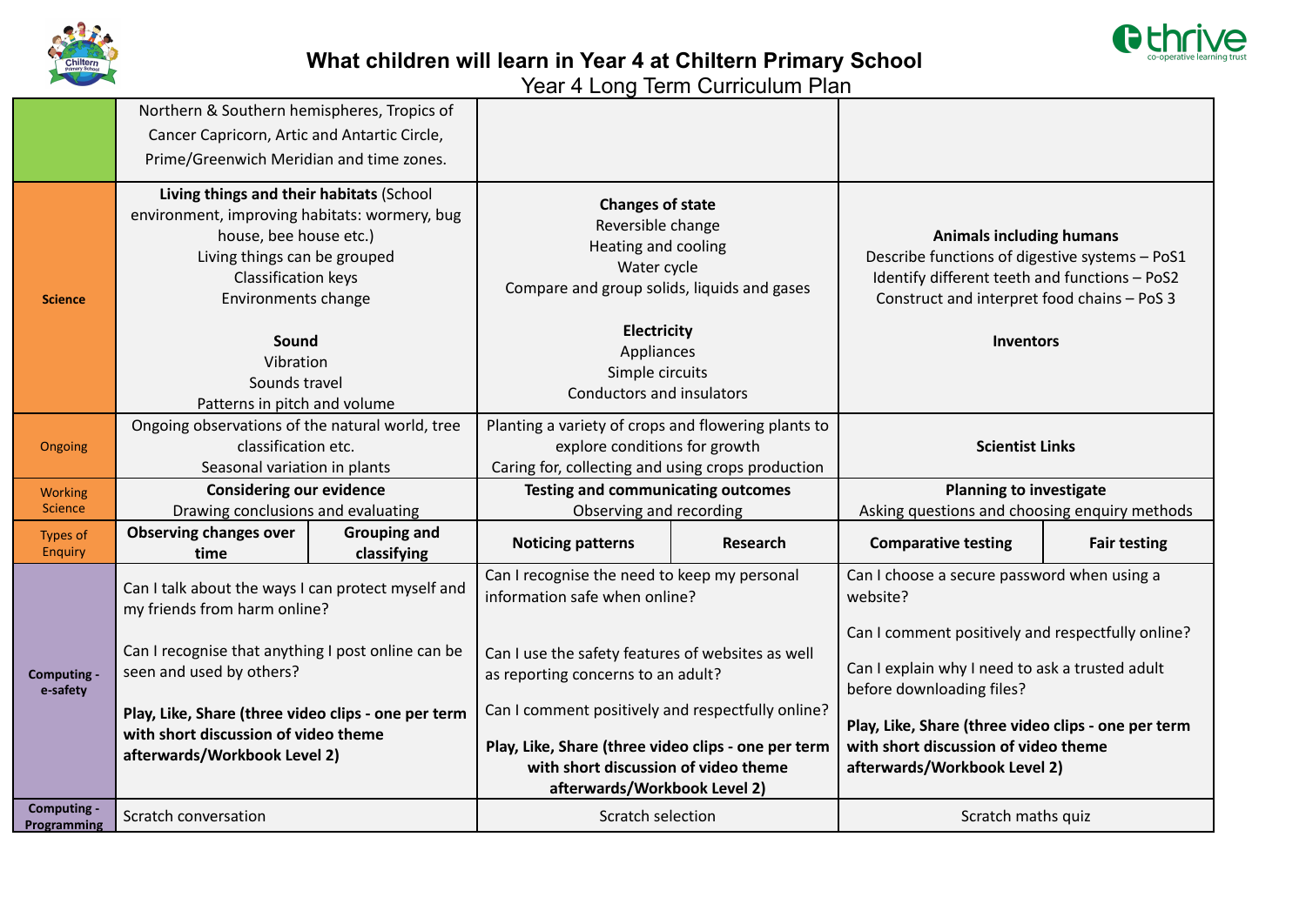# What children will learn in Year 4 at Chiltern Primary School

Year 4 Long Term Curriculum Plan

| | | | | | | |
|---|---|---|---|---|---|---|
| | Northern & Southern hemispheres, Tropics of Cancer Capricorn, Artic and Antartic Circle, Prime/Greenwich Meridian and time zones. | | | | | |
| **Science** | **Living things and their habitats** (School environment, improving habitats: wormery, bug house, bee house etc.)<br>Living things can be grouped<br>Classification keys<br>Environments change<br><br>**Sound**<br>Vibration<br>Sounds travel<br>Patterns in pitch and volume | | **Changes of state**<br>Reversible change<br>Heating and cooling<br>Water cycle<br>Compare and group solids, liquids and gases<br><br>**Electricity**<br>Appliances<br>Simple circuits<br>Conductors and insulators | | **Animals including humans**<br>Describe functions of digestive systems – PoS1<br>Identify different teeth and functions – PoS2<br>Construct and interpret food chains – PoS 3<br><br>**Inventors** | |
| Ongoing | Ongoing observations of the natural world, tree classification etc.<br>Seasonal variation in plants | | Planting a variety of crops and flowering plants to explore conditions for growth<br>Caring for, collecting and using crops production | | **Scientist Links** | |
| Working Science | **Considering our evidence**<br>Drawing conclusions and evaluating | | **Testing and communicating outcomes**<br>Observing and recording | | **Planning to investigate**<br>Asking questions and choosing enquiry methods | |
| Types of Enquiry | **Observing changes over time** | **Grouping and classifying** | **Noticing patterns** | **Research** | **Comparative testing** | **Fair testing** |
| **Computing - e-safety** | Can I talk about the ways I can protect myself and my friends from harm online?<br><br>Can I recognise that anything I post online can be seen and used by others?<br><br>**Play, Like, Share (three video clips - one per term with short discussion of video theme afterwards/Workbook Level 2)** | | Can I recognise the need to keep my personal information safe when online?<br><br>Can I use the safety features of websites as well as reporting concerns to an adult?<br><br>Can I comment positively and respectfully online?<br><br>**Play, Like, Share (three video clips - one per term with short discussion of video theme afterwards/Workbook Level 2)** | | Can I choose a secure password when using a website?<br><br>Can I comment positively and respectfully online?<br><br>Can I explain why I need to ask a trusted adult before downloading files?<br><br>**Play, Like, Share (three video clips - one per term with short discussion of video theme afterwards/Workbook Level 2)** | |
| **Computing - Programming** | Scratch conversation | | Scratch selection | | Scratch maths quiz | |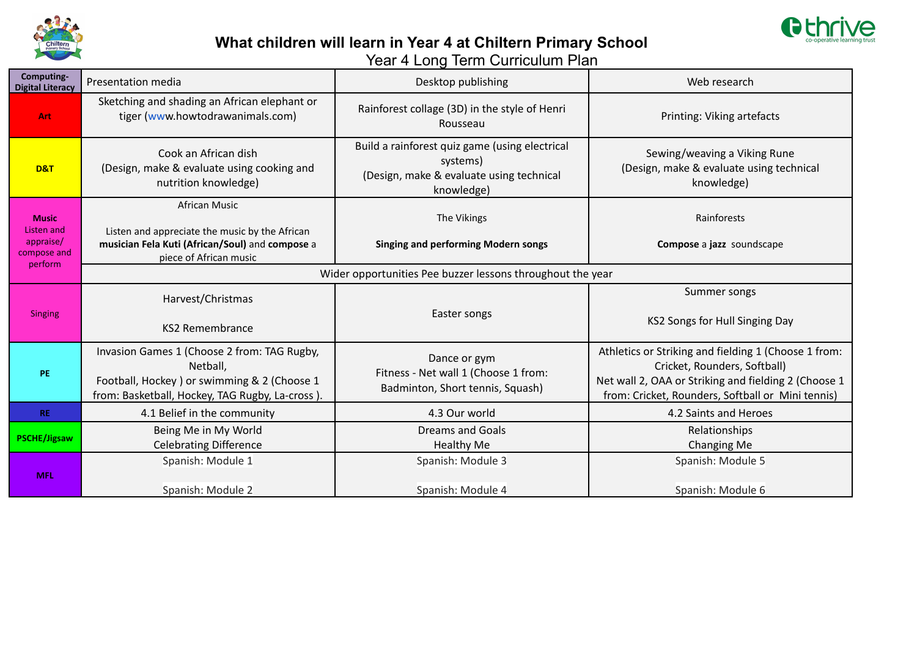# What children will learn in Year 4 at Chiltern Primary School

Year 4 Long Term Curriculum Plan

| | | | |
|---|---|---|---|
| Computing-Digital Literacy | Presentation media | Desktop publishing | Web research |
| Art | Sketching and shading an African elephant or tiger (www.howtodrawanimals.com) | Rainforest collage (3D) in the style of Henri Rousseau | Printing: Viking artefacts |
| D&T | Cook an African dish (Design, make & evaluate using cooking and nutrition knowledge) | Build a rainforest quiz game (using electrical systems) (Design, make & evaluate using technical knowledge) | Sewing/weaving a Viking Rune (Design, make & evaluate using technical knowledge) |
| Music Listen and appraise/ compose and perform | African Music<br><br>Listen and appreciate the music by the African **musician Fela Kuti (African/Soul)** and **compose** a piece of African music | The Vikings<br><br>**Singing and performing Modern songs** | Rainforests<br><br>**Compose** a **jazz** soundscape |
| | Wider opportunities Pee buzzer lessons throughout the year | | |
| Singing | Harvest/Christmas<br><br>KS2 Remembrance | Easter songs | Summer songs<br><br>KS2 Songs for Hull Singing Day |
| PE | Invasion Games 1 (Choose 2 from: TAG Rugby, Netball, Football, Hockey ) or swimming & 2 (Choose 1 from: Basketball, Hockey, TAG Rugby, La-cross ). | Dance or gym<br>Fitness - Net wall 1 (Choose 1 from: Badminton, Short tennis, Squash) | Athletics or Striking and fielding 1 (Choose 1 from: Cricket, Rounders, Softball)<br>Net wall 2, OAA or Striking and fielding 2 (Choose 1 from: Cricket, Rounders, Softball or Mini tennis) |
| RE | 4.1 Belief in the community | 4.3 Our world | 4.2 Saints and Heroes |
| PSCHE/Jigsaw | Being Me in My World<br>Celebrating Difference | Dreams and Goals<br>Healthy Me | Relationships<br>Changing Me |
| MFL | Spanish: Module 1<br><br>Spanish: Module 2 | Spanish: Module 3<br><br>Spanish: Module 4 | Spanish: Module 5<br><br>Spanish: Module 6 |